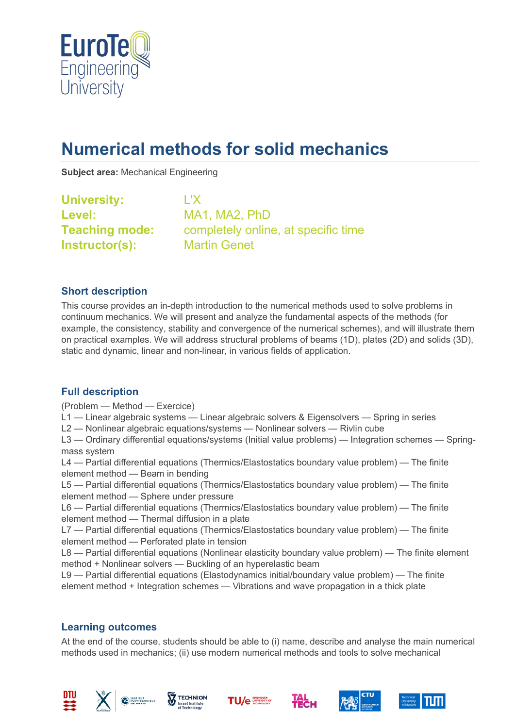# Numerical methods for solid mechanics

**Subject area:** Mechanical Engineering

**University:** L'X
**Level:** MA1, MA2, PhD
**Teaching mode:** completely online, at specific time
**Instructor(s):** Martin Genet

## Short description

This course provides an in-depth introduction to the numerical methods used to solve problems in continuum mechanics. We will present and analyze the fundamental aspects of the methods (for example, the consistency, stability and convergence of the numerical schemes), and will illustrate them on practical examples. We will address structural problems of beams (1D), plates (2D) and solids (3D), static and dynamic, linear and non-linear, in various fields of application.

## Full description

(Problem — Method — Exercice)
L1 — Linear algebraic systems — Linear algebraic solvers & Eigensolvers — Spring in series
L2 — Nonlinear algebraic equations/systems — Nonlinear solvers — Rivlin cube
L3 — Ordinary differential equations/systems (Initial value problems) — Integration schemes — Spring-mass system
L4 — Partial differential equations (Thermics/Elastostatics boundary value problem) — The finite element method — Beam in bending
L5 — Partial differential equations (Thermics/Elastostatics boundary value problem) — The finite element method — Sphere under pressure
L6 — Partial differential equations (Thermics/Elastostatics boundary value problem) — The finite element method — Thermal diffusion in a plate
L7 — Partial differential equations (Thermics/Elastostatics boundary value problem) — The finite element method — Perforated plate in tension
L8 — Partial differential equations (Nonlinear elasticity boundary value problem) — The finite element method + Nonlinear solvers — Buckling of an hyperelastic beam
L9 — Partial differential equations (Elastodynamics initial/boundary value problem) — The finite element method + Integration schemes — Vibrations and wave propagation in a thick plate

## Learning outcomes

At the end of the course, students should be able to (i) name, describe and analyse the main numerical methods used in mechanics; (ii) use modern numerical methods and tools to solve mechanical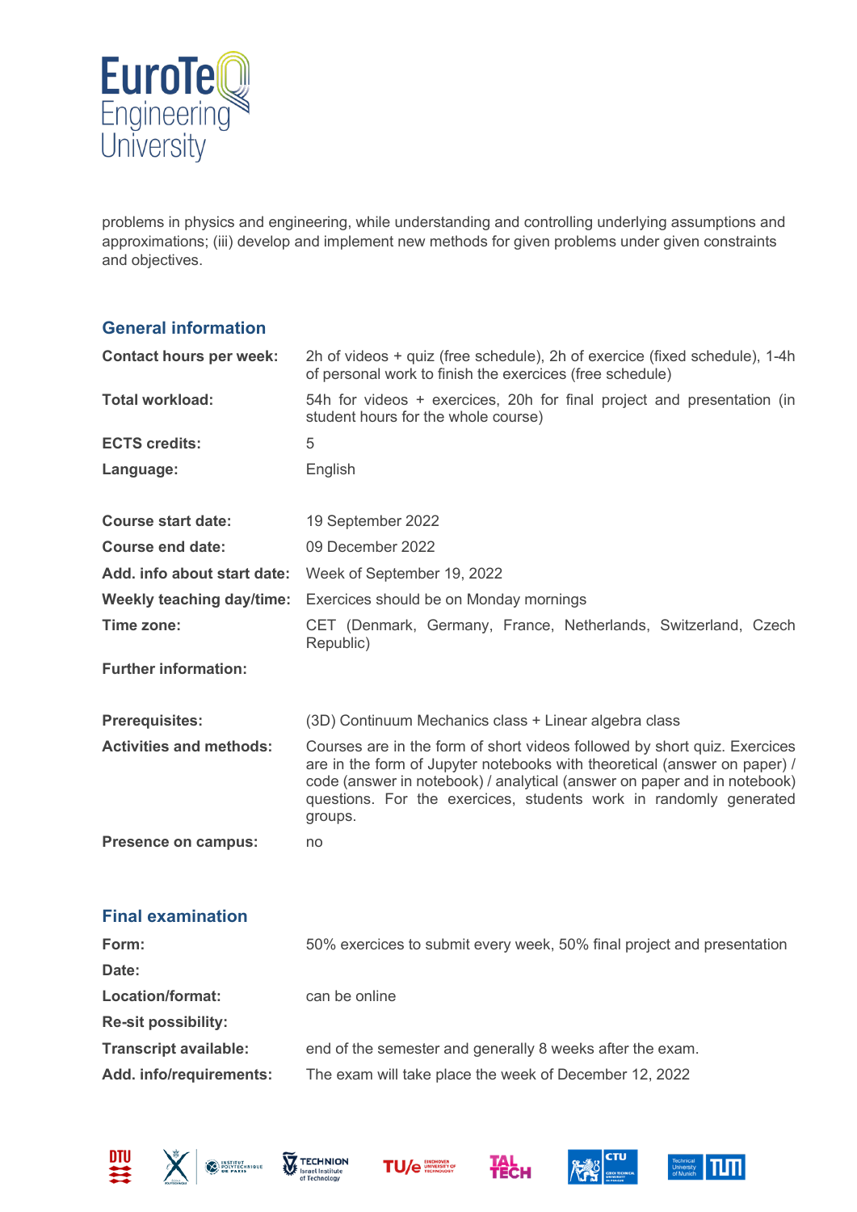problems in physics and engineering, while understanding and controlling underlying assumptions and approximations; (iii) develop and implement new methods for given problems under given constraints and objectives.

## General information

| | |
|---|---|
| **Contact hours per week:** | 2h of videos + quiz (free schedule), 2h of exercice (fixed schedule), 1-4h of personal work to finish the exercices (free schedule) |
| **Total workload:** | 54h for videos + exercices, 20h for final project and presentation (in student hours for the whole course) |
| **ECTS credits:** | 5 |
| **Language:** | English |
| **Course start date:** | 19 September 2022 |
| **Course end date:** | 09 December 2022 |
| **Add. info about start date:** | Week of September 19, 2022 |
| **Weekly teaching day/time:** | Exercices should be on Monday mornings |
| **Time zone:** | CET (Denmark, Germany, France, Netherlands, Switzerland, Czech Republic) |
| **Further information:** | |
| **Prerequisites:** | (3D) Continuum Mechanics class + Linear algebra class |
| **Activities and methods:** | Courses are in the form of short videos followed by short quiz. Exercices are in the form of Jupyter notebooks with theoretical (answer on paper) / code (answer in notebook) / analytical (answer on paper and in notebook) questions. For the exercices, students work in randomly generated groups. |
| **Presence on campus:** | no |

## Final examination

| | |
|---|---|
| **Form:** | 50% exercices to submit every week, 50% final project and presentation |
| **Date:** | |
| **Location/format:** | can be online |
| **Re-sit possibility:** | |
| **Transcript available:** | end of the semester and generally 8 weeks after the exam. |
| **Add. info/requirements:** | The exam will take place the week of December 12, 2022 |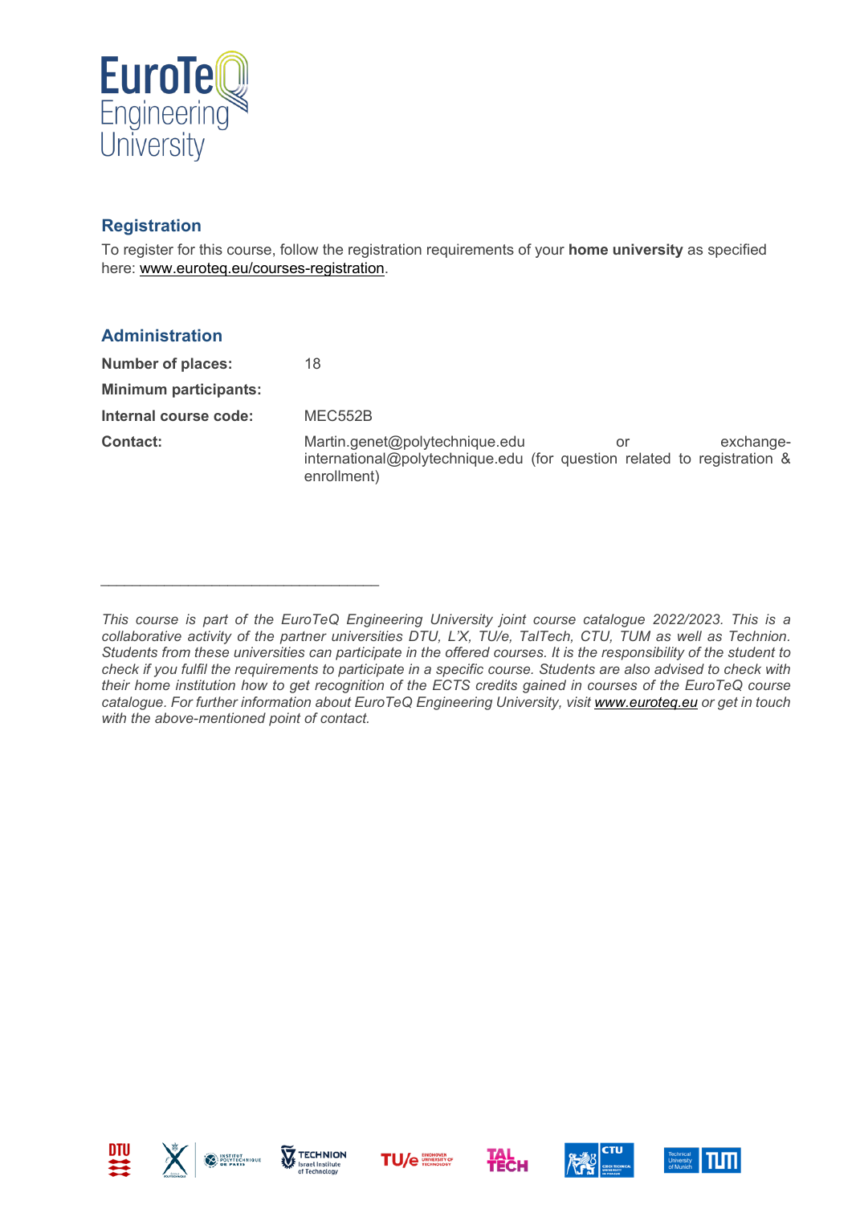## Registration

To register for this course, follow the registration requirements of your **home university** as specified here: www.euroteq.eu/courses-registration.

## Administration

| | |
|---|---|
| **Number of places:** | 18 |
| **Minimum participants:** | |
| **Internal course code:** | MEC552B |
| **Contact:** | Martin.genet@polytechnique.edu or exchange-international@polytechnique.edu (for question related to registration & enrollment) |

---

*This course is part of the EuroTeQ Engineering University joint course catalogue 2022/2023. This is a collaborative activity of the partner universities DTU, L'X, TU/e, TalTech, CTU, TUM as well as Technion. Students from these universities can participate in the offered courses. It is the responsibility of the student to check if you fulfil the requirements to participate in a specific course. Students are also advised to check with their home institution how to get recognition of the ECTS credits gained in courses of the EuroTeQ course catalogue. For further information about EuroTeQ Engineering University, visit www.euroteq.eu or get in touch with the above-mentioned point of contact.*